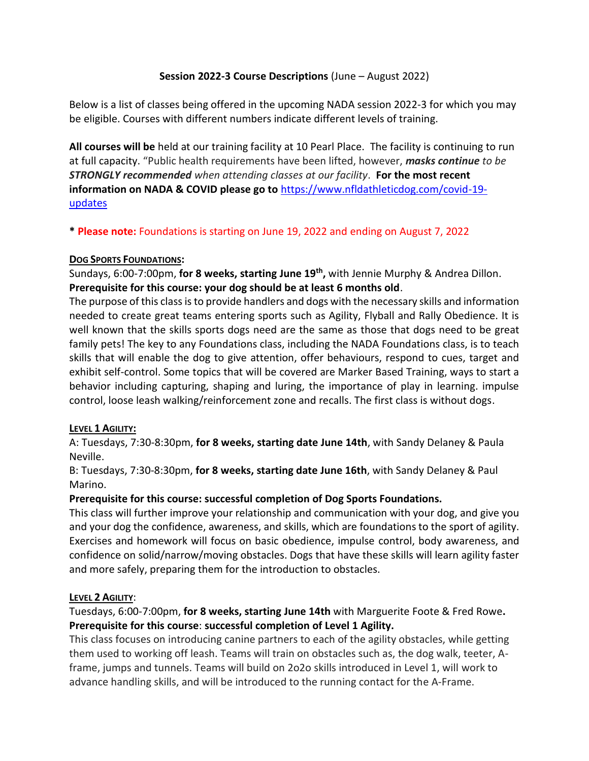**Session 2022-3 Course Descriptions** (June – August 2022)

Below is a list of classes being offered in the upcoming NADA session 2022-3 for which you may be eligible. Courses with different numbers indicate different levels of training.

**All courses will be** held at our training facility at 10 Pearl Place. The facility is continuing to run at full capacity. "Public health requirements have been lifted, however, ***masks continue*** *to be* ***STRONGLY recommended*** *when attending classes at our facility*. **For the most recent information on NADA & COVID please go to** [https://www.nfldathleticdog.com/covid-19-updates](https://www.nfldathleticdog.com/covid-19-updates)

\* **Please note:** Foundations is starting on June 19, 2022 and ending on August 7, 2022

**DOG SPORTS FOUNDATIONS:**

Sundays, 6:00-7:00pm, **for 8 weeks, starting June 19th,** with Jennie Murphy & Andrea Dillon.
**Prerequisite for this course: your dog should be at least 6 months old**.
The purpose of this class is to provide handlers and dogs with the necessary skills and information needed to create great teams entering sports such as Agility, Flyball and Rally Obedience. It is well known that the skills sports dogs need are the same as those that dogs need to be great family pets! The key to any Foundations class, including the NADA Foundations class, is to teach skills that will enable the dog to give attention, offer behaviours, respond to cues, target and exhibit self-control. Some topics that will be covered are Marker Based Training, ways to start a behavior including capturing, shaping and luring, the importance of play in learning. impulse control, loose leash walking/reinforcement zone and recalls. The first class is without dogs.

**LEVEL 1 AGILITY:**

A: Tuesdays, 7:30-8:30pm, **for 8 weeks, starting date June 14th**, with Sandy Delaney & Paula Neville.
B: Tuesdays, 7:30-8:30pm, **for 8 weeks, starting date June 16th**, with Sandy Delaney & Paul Marino.
**Prerequisite for this course: successful completion of Dog Sports Foundations.**
This class will further improve your relationship and communication with your dog, and give you and your dog the confidence, awareness, and skills, which are foundations to the sport of agility. Exercises and homework will focus on basic obedience, impulse control, body awareness, and confidence on solid/narrow/moving obstacles. Dogs that have these skills will learn agility faster and more safely, preparing them for the introduction to obstacles.

**LEVEL 2 AGILITY:**

Tuesdays, 6:00-7:00pm, **for 8 weeks, starting June 14th** with Marguerite Foote & Fred Rowe**.**
**Prerequisite for this course**: **successful completion of Level 1 Agility.**
This class focuses on introducing canine partners to each of the agility obstacles, while getting them used to working off leash. Teams will train on obstacles such as, the dog walk, teeter, A-frame, jumps and tunnels. Teams will build on 2o2o skills introduced in Level 1, will work to advance handling skills, and will be introduced to the running contact for the A-Frame.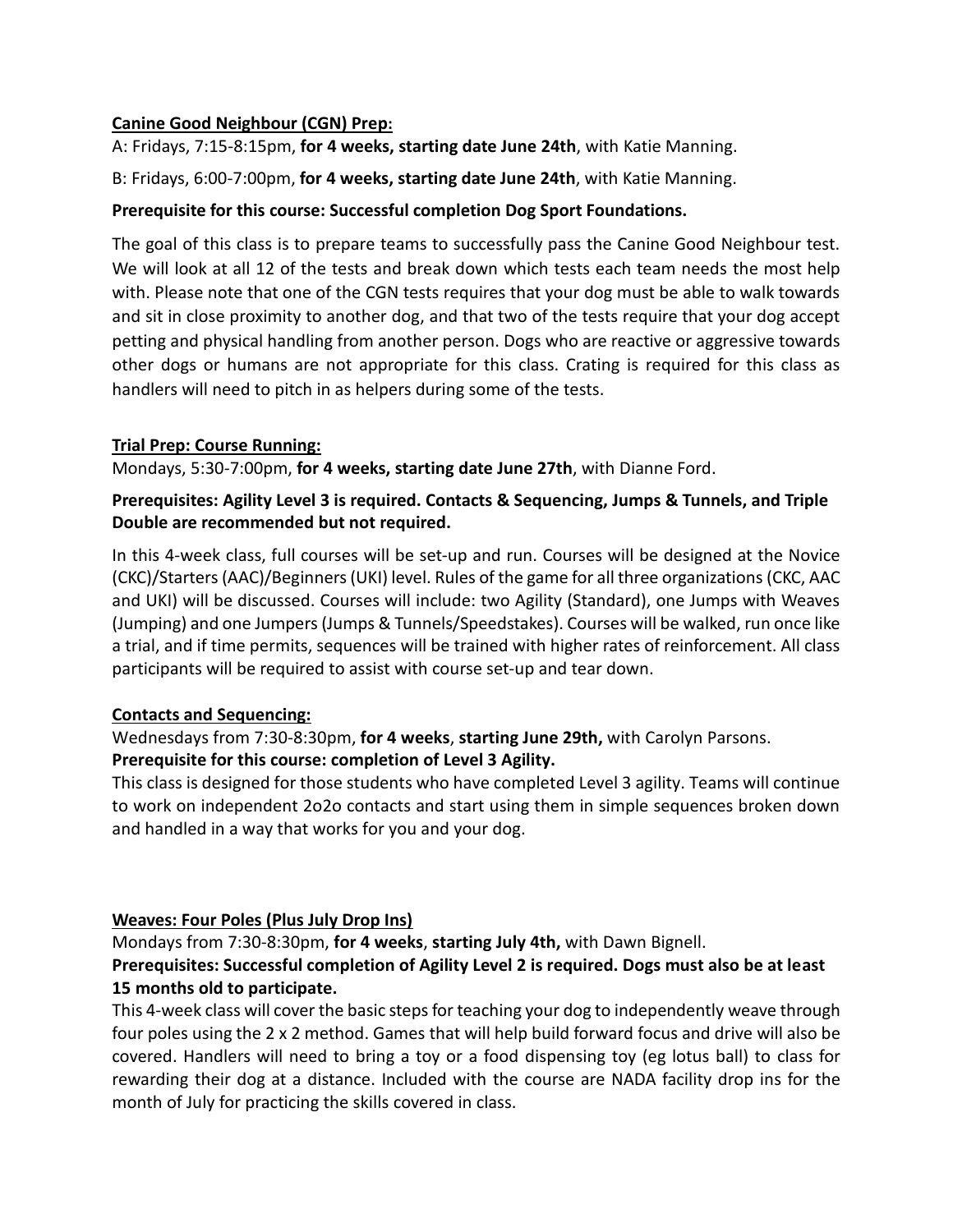**Canine Good Neighbour (CGN) Prep:**

A: Fridays, 7:15-8:15pm, **for 4 weeks, starting date June 24th**, with Katie Manning.

B: Fridays, 6:00-7:00pm, **for 4 weeks, starting date June 24th**, with Katie Manning.

**Prerequisite for this course: Successful completion Dog Sport Foundations.**

The goal of this class is to prepare teams to successfully pass the Canine Good Neighbour test. We will look at all 12 of the tests and break down which tests each team needs the most help with. Please note that one of the CGN tests requires that your dog must be able to walk towards and sit in close proximity to another dog, and that two of the tests require that your dog accept petting and physical handling from another person. Dogs who are reactive or aggressive towards other dogs or humans are not appropriate for this class. Crating is required for this class as handlers will need to pitch in as helpers during some of the tests.

**Trial Prep: Course Running:**

Mondays, 5:30-7:00pm, **for 4 weeks, starting date June 27th**, with Dianne Ford.

**Prerequisites: Agility Level 3 is required. Contacts & Sequencing, Jumps & Tunnels, and Triple Double are recommended but not required.**

In this 4-week class, full courses will be set-up and run. Courses will be designed at the Novice (CKC)/Starters (AAC)/Beginners (UKI) level. Rules of the game for all three organizations (CKC, AAC and UKI) will be discussed. Courses will include: two Agility (Standard), one Jumps with Weaves (Jumping) and one Jumpers (Jumps & Tunnels/Speedstakes). Courses will be walked, run once like a trial, and if time permits, sequences will be trained with higher rates of reinforcement. All class participants will be required to assist with course set-up and tear down.

**Contacts and Sequencing:**

Wednesdays from 7:30-8:30pm, **for 4 weeks**, **starting June 29th,** with Carolyn Parsons.
**Prerequisite for this course: completion of Level 3 Agility.**
This class is designed for those students who have completed Level 3 agility. Teams will continue to work on independent 2o2o contacts and start using them in simple sequences broken down and handled in a way that works for you and your dog.

**Weaves: Four Poles (Plus July Drop Ins)**

Mondays from 7:30-8:30pm, **for 4 weeks**, **starting July 4th,** with Dawn Bignell.
**Prerequisites: Successful completion of Agility Level 2 is required. Dogs must also be at least 15 months old to participate.**
This 4-week class will cover the basic steps for teaching your dog to independently weave through four poles using the 2 x 2 method. Games that will help build forward focus and drive will also be covered. Handlers will need to bring a toy or a food dispensing toy (eg lotus ball) to class for rewarding their dog at a distance. Included with the course are NADA facility drop ins for the month of July for practicing the skills covered in class.